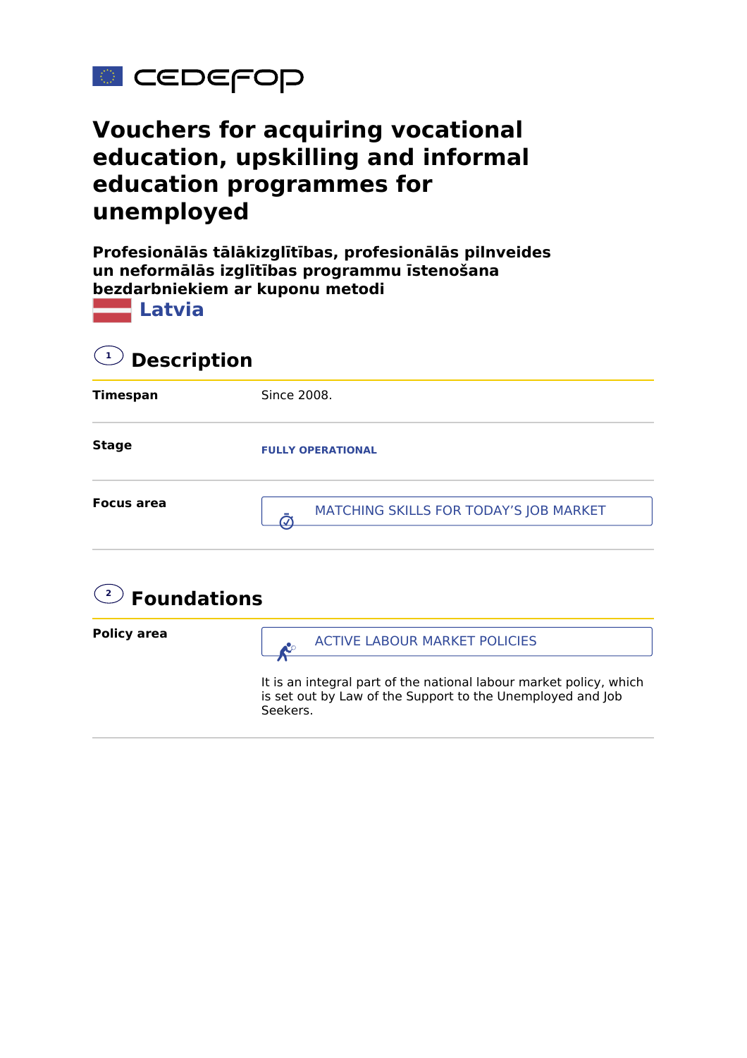CEDEFOP

# Vouchers for acquiring vocational education, upskilling and informal education programmes for unemployed

**Profesionālās tālākizglītības, profesionālās pilnveides un neformālās izglītības programmu īstenošana bezdarbniekiem ar kuponu metodi**

Latvia

## 1 Description

| | |
|---|---|
| **Timespan** | Since 2008. |
| **Stage** | FULLY OPERATIONAL |
| **Focus area** | MATCHING SKILLS FOR TODAY'S JOB MARKET |

## 2 Foundations

| | |
|---|---|
| **Policy area** | ACTIVE LABOUR MARKET POLICIES<br><br>It is an integral part of the national labour market policy, which is set out by Law of the Support to the Unemployed and Job Seekers. |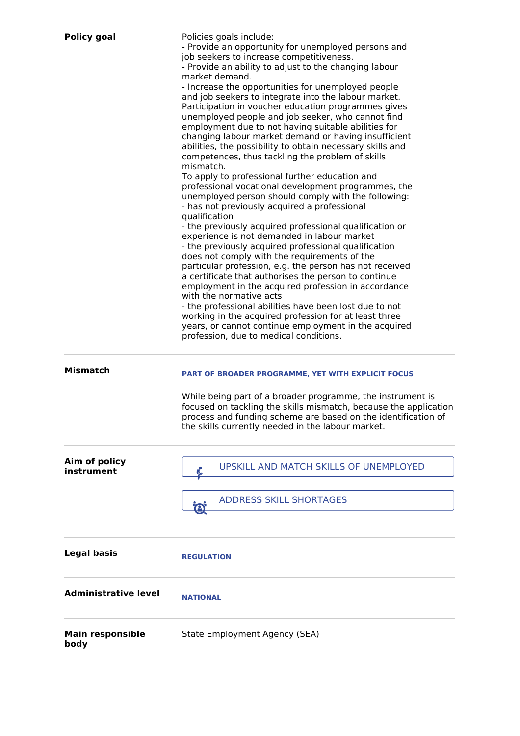**Policy goal**

Policies goals include:
- Provide an opportunity for unemployed persons and job seekers to increase competitiveness.
- Provide an ability to adjust to the changing labour market demand.
- Increase the opportunities for unemployed people and job seekers to integrate into the labour market.

Participation in voucher education programmes gives unemployed people and job seeker, who cannot find employment due to not having suitable abilities for changing labour market demand or having insufficient abilities, the possibility to obtain necessary skills and competences, thus tackling the problem of skills mismatch.

To apply to professional further education and professional vocational development programmes, the unemployed person should comply with the following:
- has not previously acquired a professional qualification
- the previously acquired professional qualification or experience is not demanded in labour market
- the previously acquired professional qualification does not comply with the requirements of the particular profession, e.g. the person has not received a certificate that authorises the person to continue employment in the acquired profession in accordance with the normative acts
- the professional abilities have been lost due to not working in the acquired profession for at least three years, or cannot continue employment in the acquired profession, due to medical conditions.

---

**Mismatch**

PART OF BROADER PROGRAMME, YET WITH EXPLICIT FOCUS

While being part of a broader programme, the instrument is focused on tackling the skills mismatch, because the application process and funding scheme are based on the identification of the skills currently needed in the labour market.

---

**Aim of policy instrument**

UPSKILL AND MATCH SKILLS OF UNEMPLOYED

ADDRESS SKILL SHORTAGES

---

**Legal basis**

REGULATION

---

**Administrative level**

NATIONAL

---

**Main responsible body**

State Employment Agency (SEA)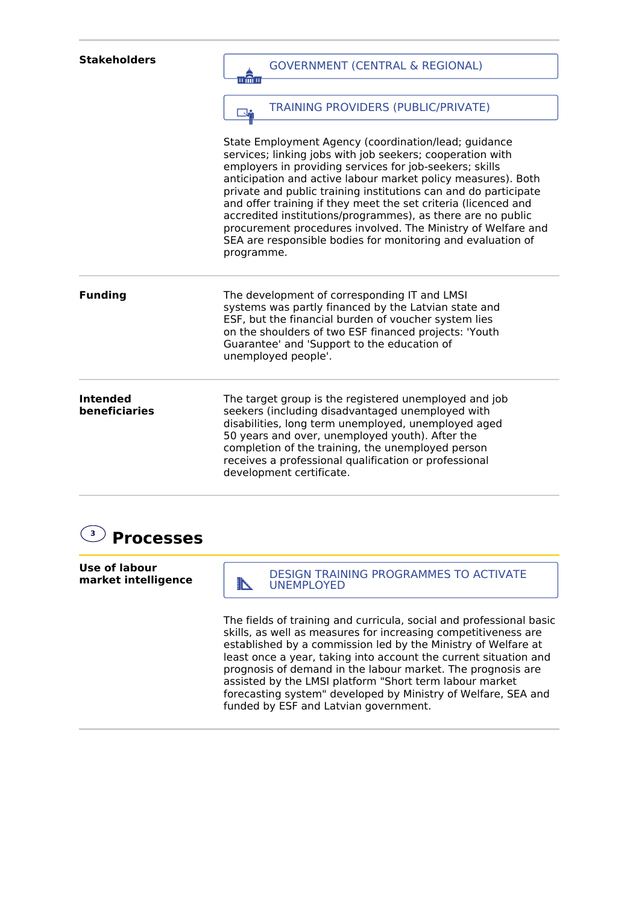| | |
|---|---|
| **Stakeholders** | GOVERNMENT (CENTRAL & REGIONAL)<br><br>TRAINING PROVIDERS (PUBLIC/PRIVATE)<br><br>State Employment Agency (coordination/lead; guidance services; linking jobs with job seekers; cooperation with employers in providing services for job-seekers; skills anticipation and active labour market policy measures). Both private and public training institutions can and do participate and offer training if they meet the set criteria (licenced and accredited institutions/programmes), as there are no public procurement procedures involved. The Ministry of Welfare and SEA are responsible bodies for monitoring and evaluation of programme. |
| **Funding** | The development of corresponding IT and LMSI systems was partly financed by the Latvian state and ESF, but the financial burden of voucher system lies on the shoulders of two ESF financed projects: 'Youth Guarantee' and 'Support to the education of unemployed people'. |
| **Intended beneficiaries** | The target group is the registered unemployed and job seekers (including disadvantaged unemployed with disabilities, long term unemployed, unemployed aged 50 years and over, unemployed youth). After the completion of the training, the unemployed person receives a professional qualification or professional development certificate. |

## 3 Processes

| | |
|---|---|
| **Use of labour market intelligence** | DESIGN TRAINING PROGRAMMES TO ACTIVATE UNEMPLOYED<br><br>The fields of training and curricula, social and professional basic skills, as well as measures for increasing competitiveness are established by a commission led by the Ministry of Welfare at least once a year, taking into account the current situation and prognosis of demand in the labour market. The prognosis are assisted by the LMSI platform "Short term labour market forecasting system" developed by Ministry of Welfare, SEA and funded by ESF and Latvian government. |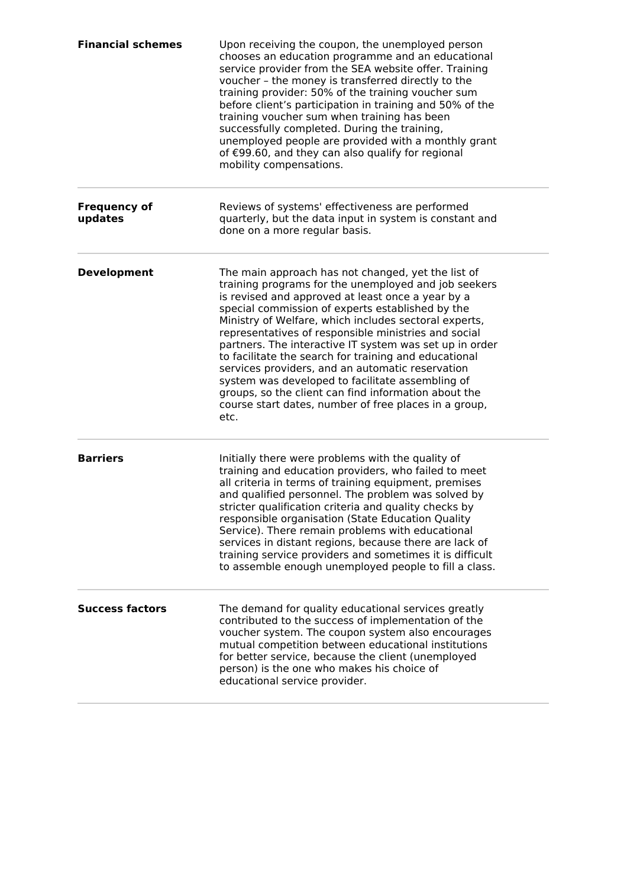| | |
|---|---|
| **Financial schemes** | Upon receiving the coupon, the unemployed person chooses an education programme and an educational service provider from the SEA website offer. Training voucher – the money is transferred directly to the training provider: 50% of the training voucher sum before client's participation in training and 50% of the training voucher sum when training has been successfully completed. During the training, unemployed people are provided with a monthly grant of €99.60, and they can also qualify for regional mobility compensations. |
| **Frequency of updates** | Reviews of systems' effectiveness are performed quarterly, but the data input in system is constant and done on a more regular basis. |
| **Development** | The main approach has not changed, yet the list of training programs for the unemployed and job seekers is revised and approved at least once a year by a special commission of experts established by the Ministry of Welfare, which includes sectoral experts, representatives of responsible ministries and social partners. The interactive IT system was set up in order to facilitate the search for training and educational services providers, and an automatic reservation system was developed to facilitate assembling of groups, so the client can find information about the course start dates, number of free places in a group, etc. |
| **Barriers** | Initially there were problems with the quality of training and education providers, who failed to meet all criteria in terms of training equipment, premises and qualified personnel. The problem was solved by stricter qualification criteria and quality checks by responsible organisation (State Education Quality Service). There remain problems with educational services in distant regions, because there are lack of training service providers and sometimes it is difficult to assemble enough unemployed people to fill a class. |
| **Success factors** | The demand for quality educational services greatly contributed to the success of implementation of the voucher system. The coupon system also encourages mutual competition between educational institutions for better service, because the client (unemployed person) is the one who makes his choice of educational service provider. |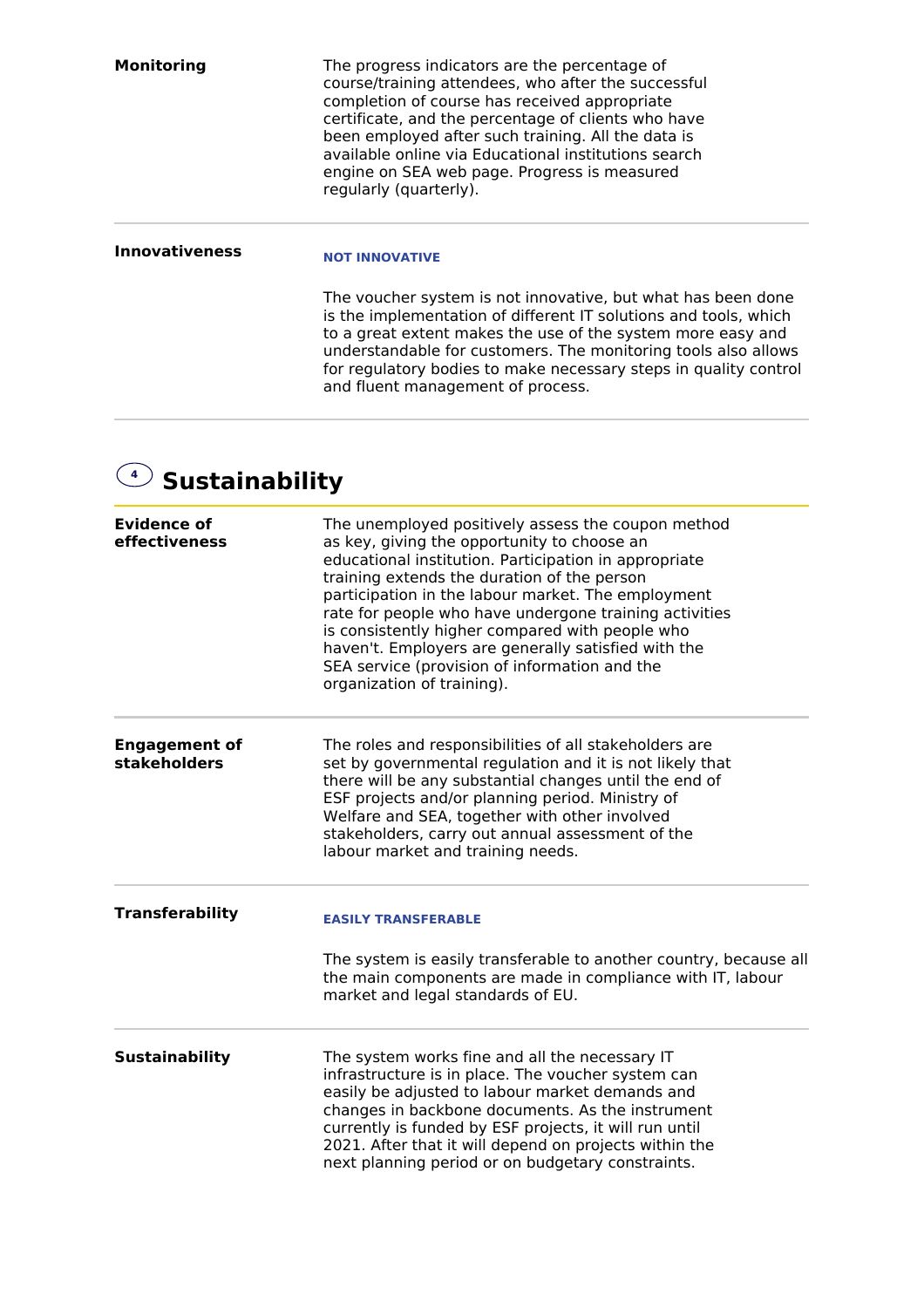**Monitoring**

The progress indicators are the percentage of course/training attendees, who after the successful completion of course has received appropriate certificate, and the percentage of clients who have been employed after such training. All the data is available online via Educational institutions search engine on SEA web page. Progress is measured regularly (quarterly).

**Innovativeness**

**NOT INNOVATIVE**

The voucher system is not innovative, but what has been done is the implementation of different IT solutions and tools, which to a great extent makes the use of the system more easy and understandable for customers. The monitoring tools also allows for regulatory bodies to make necessary steps in quality control and fluent management of process.

## 4 Sustainability

**Evidence of effectiveness**

The unemployed positively assess the coupon method as key, giving the opportunity to choose an educational institution. Participation in appropriate training extends the duration of the person participation in the labour market. The employment rate for people who have undergone training activities is consistently higher compared with people who haven't. Employers are generally satisfied with the SEA service (provision of information and the organization of training).

**Engagement of stakeholders**

The roles and responsibilities of all stakeholders are set by governmental regulation and it is not likely that there will be any substantial changes until the end of ESF projects and/or planning period. Ministry of Welfare and SEA, together with other involved stakeholders, carry out annual assessment of the labour market and training needs.

**Transferability**

**EASILY TRANSFERABLE**

The system is easily transferable to another country, because all the main components are made in compliance with IT, labour market and legal standards of EU.

**Sustainability**

The system works fine and all the necessary IT infrastructure is in place. The voucher system can easily be adjusted to labour market demands and changes in backbone documents. As the instrument currently is funded by ESF projects, it will run until 2021. After that it will depend on projects within the next planning period or on budgetary constraints.